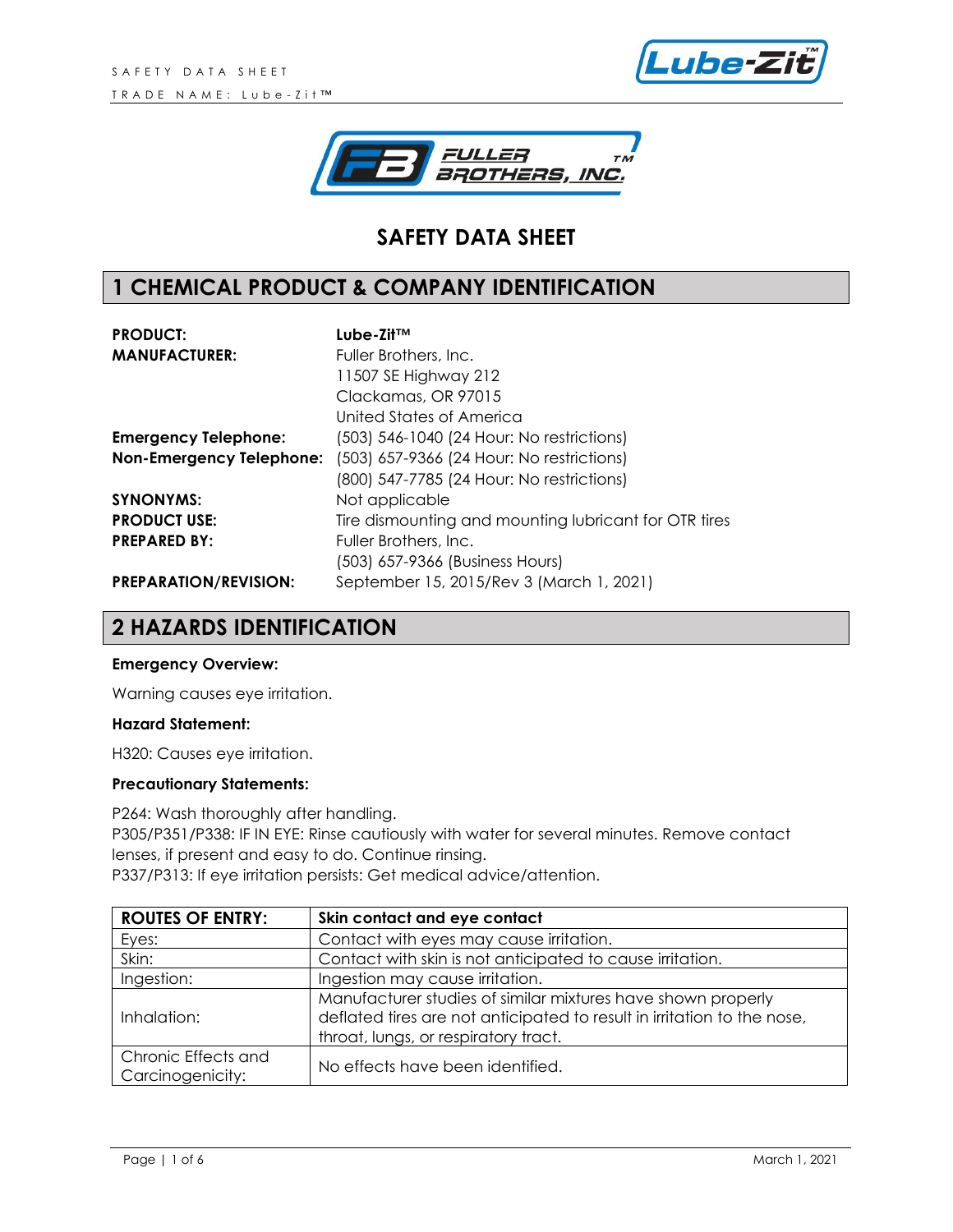# SAFETY DATA SHEET

## 1 CHEMICAL PRODUCT & COMPANY IDENTIFICATION

| | |
|---|---|
| **PRODUCT:** | **Lube-Zit™** |
| **MANUFACTURER:** | Fuller Brothers, Inc.<br>11507 SE Highway 212<br>Clackamas, OR 97015<br>United States of America |
| **Emergency Telephone:** | (503) 546-1040 (24 Hour: No restrictions) |
| **Non-Emergency Telephone:** | (503) 657-9366 (24 Hour: No restrictions)<br>(800) 547-7785 (24 Hour: No restrictions) |
| **SYNONYMS:** | Not applicable |
| **PRODUCT USE:** | Tire dismounting and mounting lubricant for OTR tires |
| **PREPARED BY:** | Fuller Brothers, Inc.<br>(503) 657-9366 (Business Hours) |
| **PREPARATION/REVISION:** | September 15, 2015/Rev 3 (March 1, 2021) |

## 2 HAZARDS IDENTIFICATION

**Emergency Overview:**

Warning causes eye irritation.

**Hazard Statement:**

H320: Causes eye irritation.

**Precautionary Statements:**

P264: Wash thoroughly after handling.
P305/P351/P338: IF IN EYE: Rinse cautiously with water for several minutes. Remove contact lenses, if present and easy to do. Continue rinsing.
P337/P313: If eye irritation persists: Get medical advice/attention.

| ROUTES OF ENTRY: | Skin contact and eye contact |
|---|---|
| Eyes: | Contact with eyes may cause irritation. |
| Skin: | Contact with skin is not anticipated to cause irritation. |
| Ingestion: | Ingestion may cause irritation. |
| Inhalation: | Manufacturer studies of similar mixtures have shown properly deflated tires are not anticipated to result in irritation to the nose, throat, lungs, or respiratory tract. |
| Chronic Effects and Carcinogenicity: | No effects have been identified. |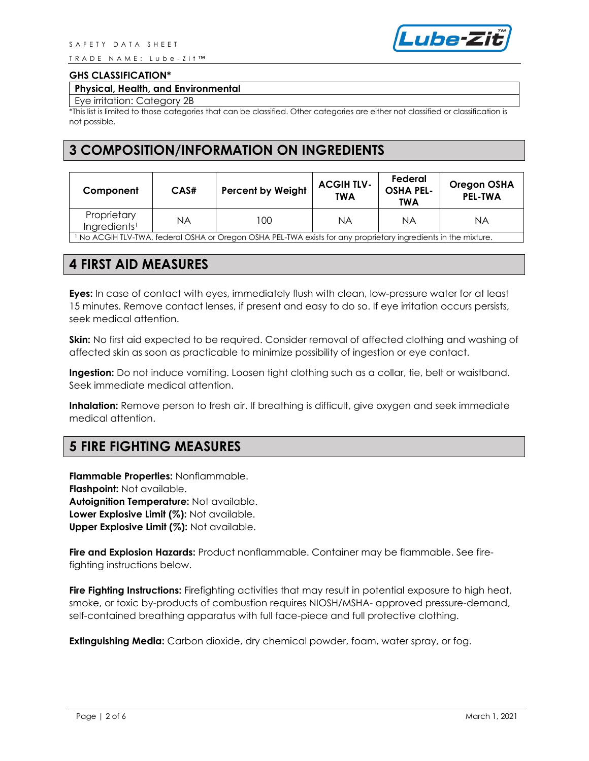**GHS CLASSIFICATION***

| Physical, Health, and Environmental |
| --- |
| Eye irritation: Category 2B |

*This list is limited to those categories that can be classified. Other categories are either not classified or classification is not possible.

## 3 COMPOSITION/INFORMATION ON INGREDIENTS

| Component | CAS# | Percent by Weight | ACGIH TLV-TWA | Federal OSHA PEL-TWA | Oregon OSHA PEL-TWA |
| --- | --- | --- | --- | --- | --- |
| Proprietary Ingredients[1] | NA | 100 | NA | NA | NA |

[1] No ACGIH TLV-TWA, federal OSHA or Oregon OSHA PEL-TWA exists for any proprietary ingredients in the mixture.

## 4 FIRST AID MEASURES

**Eyes:** In case of contact with eyes, immediately flush with clean, low-pressure water for at least 15 minutes. Remove contact lenses, if present and easy to do so. If eye irritation occurs persists, seek medical attention.

**Skin:** No first aid expected to be required. Consider removal of affected clothing and washing of affected skin as soon as practicable to minimize possibility of ingestion or eye contact.

**Ingestion:** Do not induce vomiting. Loosen tight clothing such as a collar, tie, belt or waistband. Seek immediate medical attention.

**Inhalation:** Remove person to fresh air. If breathing is difficult, give oxygen and seek immediate medical attention.

## 5 FIRE FIGHTING MEASURES

**Flammable Properties:** Nonflammable.
**Flashpoint:** Not available.
**Autoignition Temperature:** Not available.
**Lower Explosive Limit (%):** Not available.
**Upper Explosive Limit (%):** Not available.

**Fire and Explosion Hazards:** Product nonflammable. Container may be flammable. See fire-fighting instructions below.

**Fire Fighting Instructions:** Firefighting activities that may result in potential exposure to high heat, smoke, or toxic by-products of combustion requires NIOSH/MSHA- approved pressure-demand, self-contained breathing apparatus with full face-piece and full protective clothing.

**Extinguishing Media:** Carbon dioxide, dry chemical powder, foam, water spray, or fog.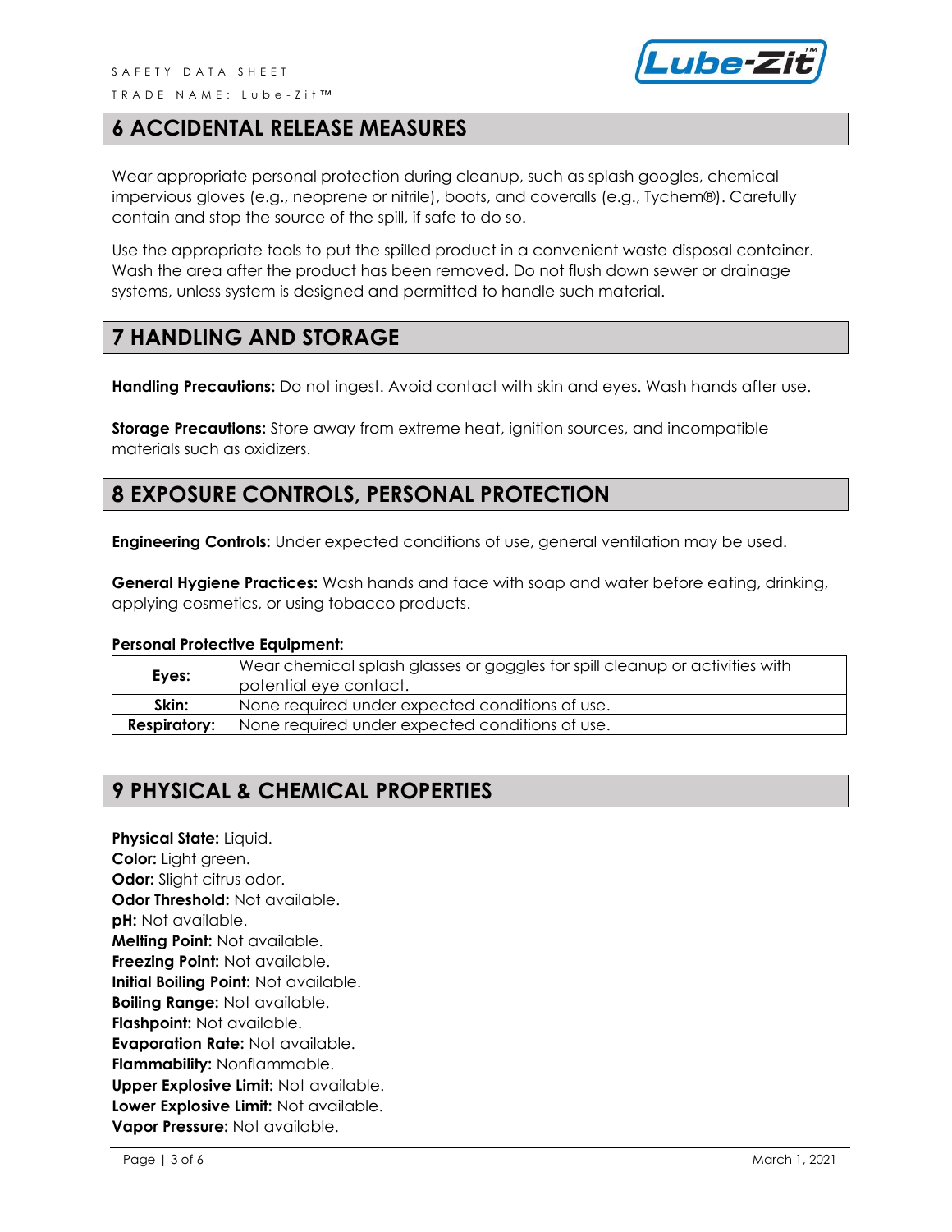## 6 ACCIDENTAL RELEASE MEASURES

Wear appropriate personal protection during cleanup, such as splash googles, chemical impervious gloves (e.g., neoprene or nitrile), boots, and coveralls (e.g., Tychem®). Carefully contain and stop the source of the spill, if safe to do so.

Use the appropriate tools to put the spilled product in a convenient waste disposal container. Wash the area after the product has been removed. Do not flush down sewer or drainage systems, unless system is designed and permitted to handle such material.

## 7 HANDLING AND STORAGE

**Handling Precautions:** Do not ingest. Avoid contact with skin and eyes. Wash hands after use.

**Storage Precautions:** Store away from extreme heat, ignition sources, and incompatible materials such as oxidizers.

## 8 EXPOSURE CONTROLS, PERSONAL PROTECTION

**Engineering Controls:** Under expected conditions of use, general ventilation may be used.

**General Hygiene Practices:** Wash hands and face with soap and water before eating, drinking, applying cosmetics, or using tobacco products.

**Personal Protective Equipment:**

| | |
|---|---|
| **Eyes:** | Wear chemical splash glasses or goggles for spill cleanup or activities with potential eye contact. |
| **Skin:** | None required under expected conditions of use. |
| **Respiratory:** | None required under expected conditions of use. |

## 9 PHYSICAL & CHEMICAL PROPERTIES

**Physical State:** Liquid.
**Color:** Light green.
**Odor:** Slight citrus odor.
**Odor Threshold:** Not available.
**pH:** Not available.
**Melting Point:** Not available.
**Freezing Point:** Not available.
**Initial Boiling Point:** Not available.
**Boiling Range:** Not available.
**Flashpoint:** Not available.
**Evaporation Rate:** Not available.
**Flammability:** Nonflammable.
**Upper Explosive Limit:** Not available.
**Lower Explosive Limit:** Not available.
**Vapor Pressure:** Not available.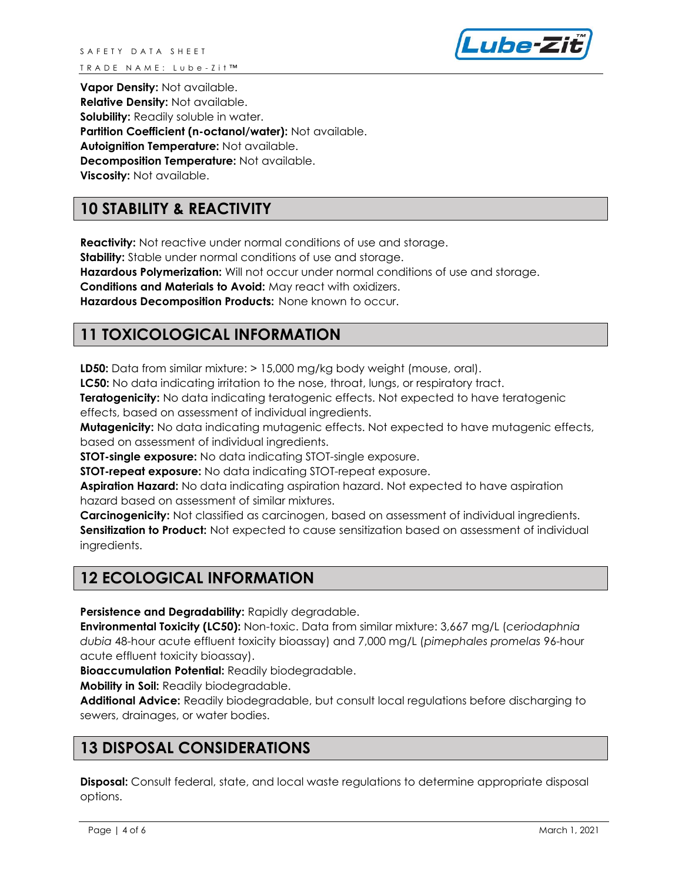**Vapor Density:** Not available.
**Relative Density:** Not available.
**Solubility:** Readily soluble in water.
**Partition Coefficient (n-octanol/water):** Not available.
**Autoignition Temperature:** Not available.
**Decomposition Temperature:** Not available.
**Viscosity:** Not available.

## 10 STABILITY & REACTIVITY

**Reactivity:** Not reactive under normal conditions of use and storage.
**Stability:** Stable under normal conditions of use and storage.
**Hazardous Polymerization:** Will not occur under normal conditions of use and storage.
**Conditions and Materials to Avoid:** May react with oxidizers.
**Hazardous Decomposition Products:** None known to occur.

## 11 TOXICOLOGICAL INFORMATION

**LD50:** Data from similar mixture: > 15,000 mg/kg body weight (mouse, oral).
**LC50:** No data indicating irritation to the nose, throat, lungs, or respiratory tract.
**Teratogenicity:** No data indicating teratogenic effects. Not expected to have teratogenic effects, based on assessment of individual ingredients.
**Mutagenicity:** No data indicating mutagenic effects. Not expected to have mutagenic effects, based on assessment of individual ingredients.
**STOT-single exposure:** No data indicating STOT-single exposure.
**STOT-repeat exposure:** No data indicating STOT-repeat exposure.
**Aspiration Hazard:** No data indicating aspiration hazard. Not expected to have aspiration hazard based on assessment of similar mixtures.
**Carcinogenicity:** Not classified as carcinogen, based on assessment of individual ingredients.
**Sensitization to Product:** Not expected to cause sensitization based on assessment of individual ingredients.

## 12 ECOLOGICAL INFORMATION

**Persistence and Degradability:** Rapidly degradable.
**Environmental Toxicity (LC50):** Non-toxic. Data from similar mixture: 3,667 mg/L (*ceriodaphnia dubia* 48-hour acute effluent toxicity bioassay) and 7,000 mg/L (*pimephales promelas* 96-hour acute effluent toxicity bioassay).
**Bioaccumulation Potential:** Readily biodegradable.
**Mobility in Soil:** Readily biodegradable.
**Additional Advice:** Readily biodegradable, but consult local regulations before discharging to sewers, drainages, or water bodies.

## 13 DISPOSAL CONSIDERATIONS

**Disposal:** Consult federal, state, and local waste regulations to determine appropriate disposal options.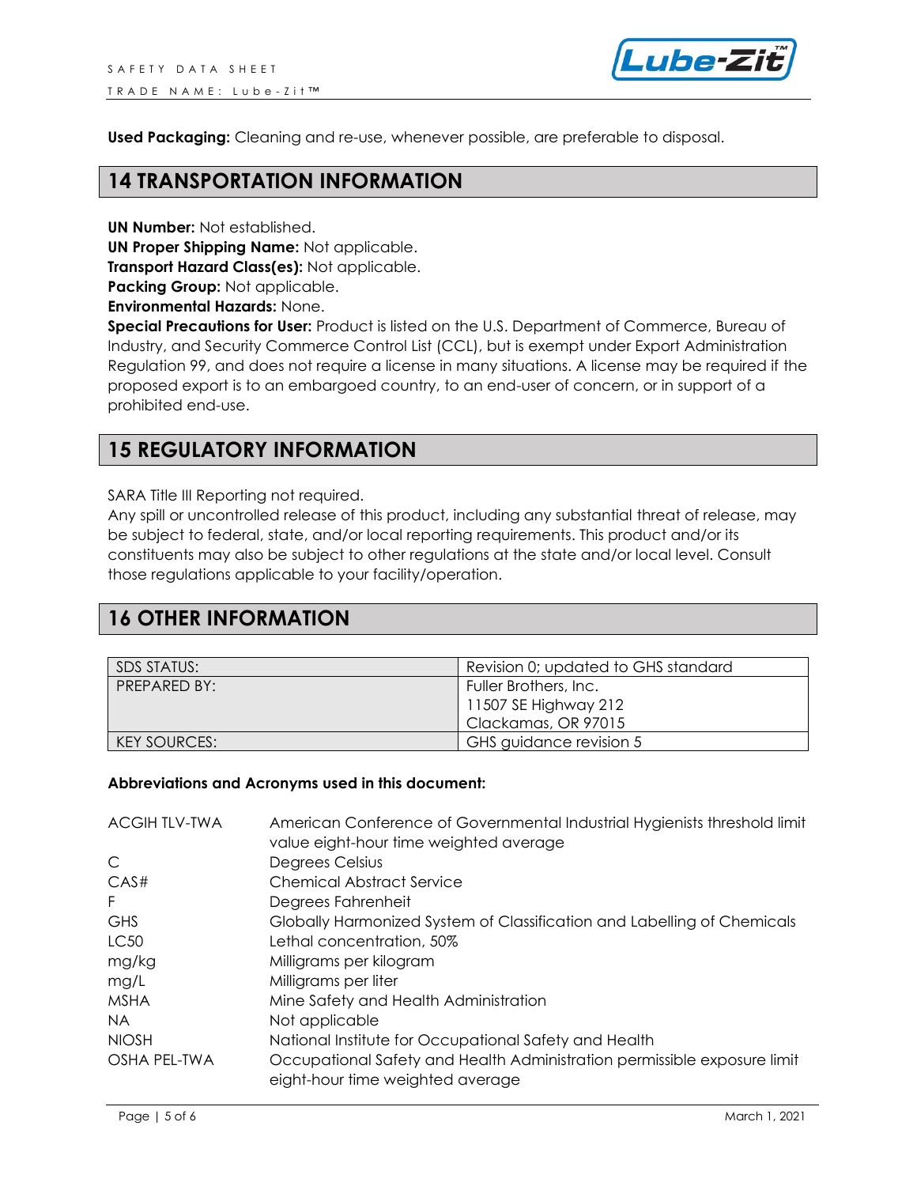**Used Packaging:** Cleaning and re-use, whenever possible, are preferable to disposal.

## 14 TRANSPORTATION INFORMATION

**UN Number:** Not established.
**UN Proper Shipping Name:** Not applicable.
**Transport Hazard Class(es):** Not applicable.
**Packing Group:** Not applicable.
**Environmental Hazards:** None.
**Special Precautions for User:** Product is listed on the U.S. Department of Commerce, Bureau of Industry, and Security Commerce Control List (CCL), but is exempt under Export Administration Regulation 99, and does not require a license in many situations. A license may be required if the proposed export is to an embargoed country, to an end-user of concern, or in support of a prohibited end-use.

## 15 REGULATORY INFORMATION

SARA Title III Reporting not required.
Any spill or uncontrolled release of this product, including any substantial threat of release, may be subject to federal, state, and/or local reporting requirements. This product and/or its constituents may also be subject to other regulations at the state and/or local level. Consult those regulations applicable to your facility/operation.

## 16 OTHER INFORMATION

| | |
|---|---|
| SDS STATUS: | Revision 0; updated to GHS standard |
| PREPARED BY: | Fuller Brothers, Inc.<br>11507 SE Highway 212<br>Clackamas, OR 97015 |
| KEY SOURCES: | GHS guidance revision 5 |

**Abbreviations and Acronyms used in this document:**

| | |
|---|---|
| ACGIH TLV-TWA | American Conference of Governmental Industrial Hygienists threshold limit value eight-hour time weighted average |
| C | Degrees Celsius |
| CAS# | Chemical Abstract Service |
| F | Degrees Fahrenheit |
| GHS | Globally Harmonized System of Classification and Labelling of Chemicals |
| LC50 | Lethal concentration, 50% |
| mg/kg | Milligrams per kilogram |
| mg/L | Milligrams per liter |
| MSHA | Mine Safety and Health Administration |
| NA | Not applicable |
| NIOSH | National Institute for Occupational Safety and Health |
| OSHA PEL-TWA | Occupational Safety and Health Administration permissible exposure limit eight-hour time weighted average |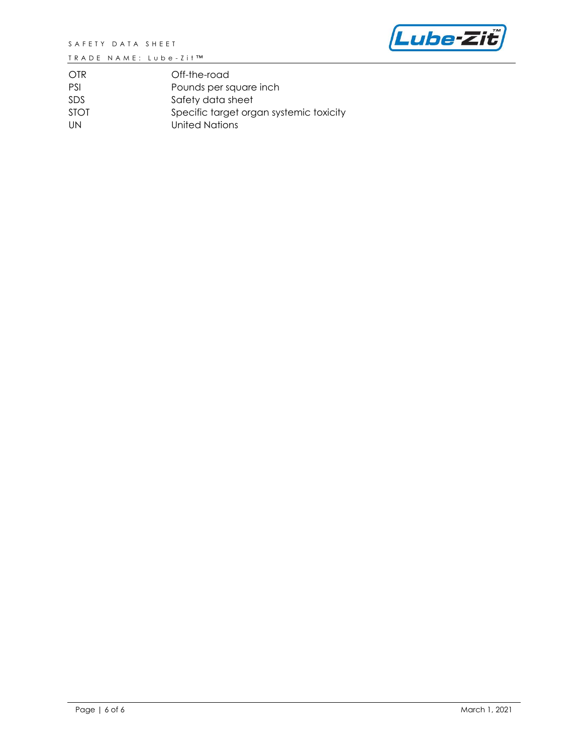| | |
|---|---|
| OTR | Off-the-road |
| PSI | Pounds per square inch |
| SDS | Safety data sheet |
| STOT | Specific target organ systemic toxicity |
| UN | United Nations |